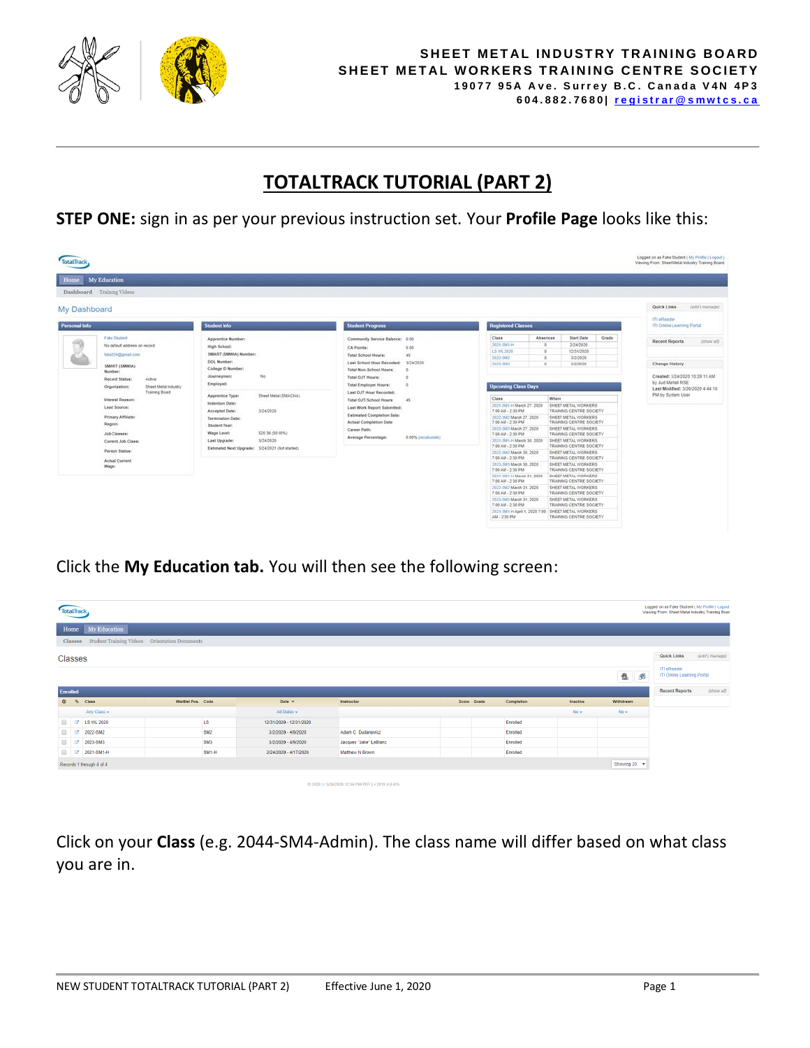**SHEET METAL INDUSTRY TRAINING BOARD**
**SHEET METAL WORKERS TRAINING CENTRE SOCIETY**
**19077 95A Ave. Surrey B.C. Canada V4N 4P3**
**604.882.7680| registrar@smwtcs.ca**

# TOTALTRACK TUTORIAL (PART 2)

**STEP ONE:** sign in as per your previous instruction set. Your **Profile Page** looks like this:

Click the **My Education tab.** You will then see the following screen:

Click on your **Class** (e.g. 2044-SM4-Admin). The class name will differ based on what class you are in.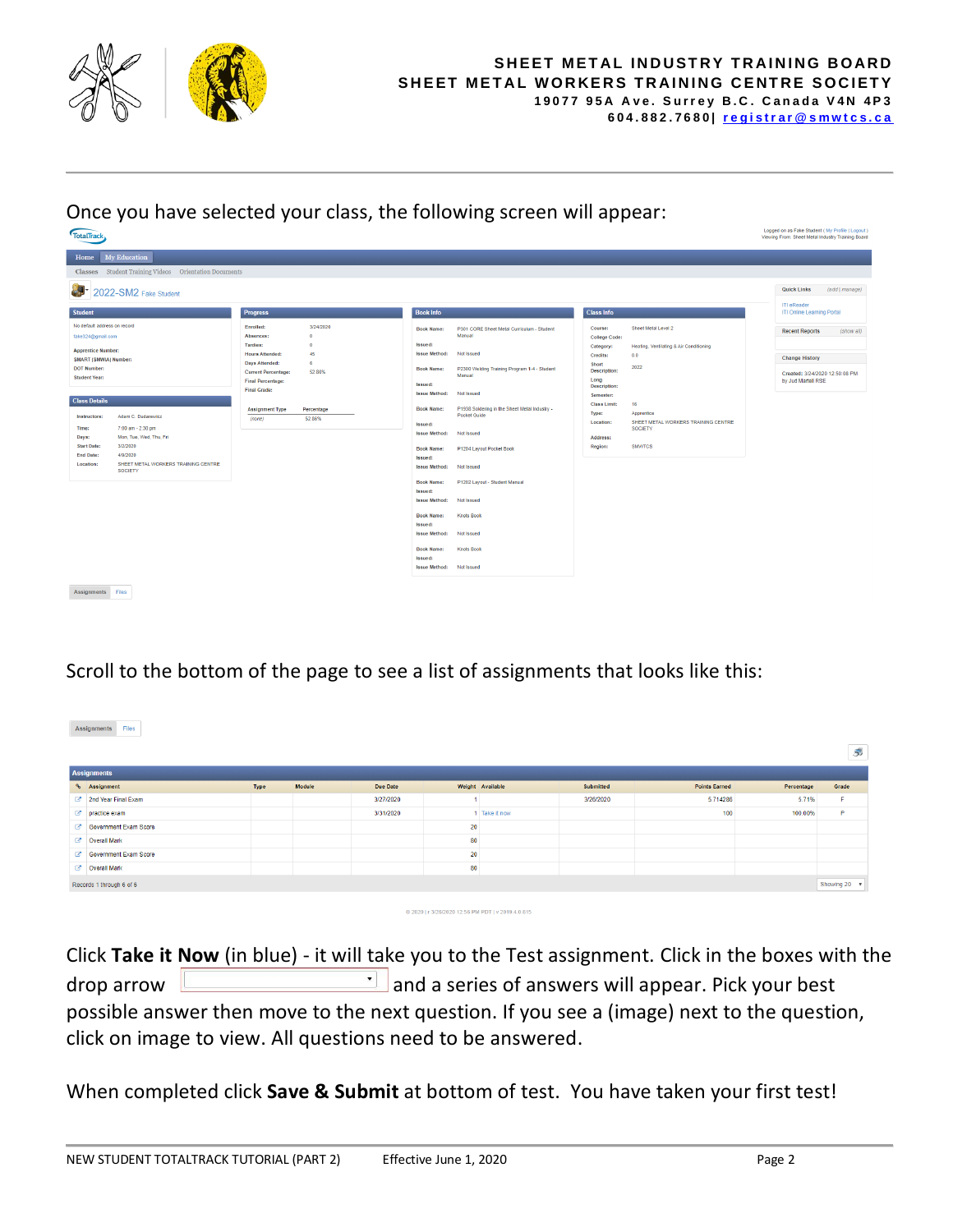Once you have selected your class, the following screen will appear:

Scroll to the bottom of the page to see a list of assignments that looks like this:

Click **Take it Now** (in blue) - it will take you to the Test assignment. Click in the boxes with the drop arrow and a series of answers will appear. Pick your best possible answer then move to the next question. If you see a (image) next to the question, click on image to view. All questions need to be answered.

When completed click **Save & Submit** at bottom of test. You have taken your first test!